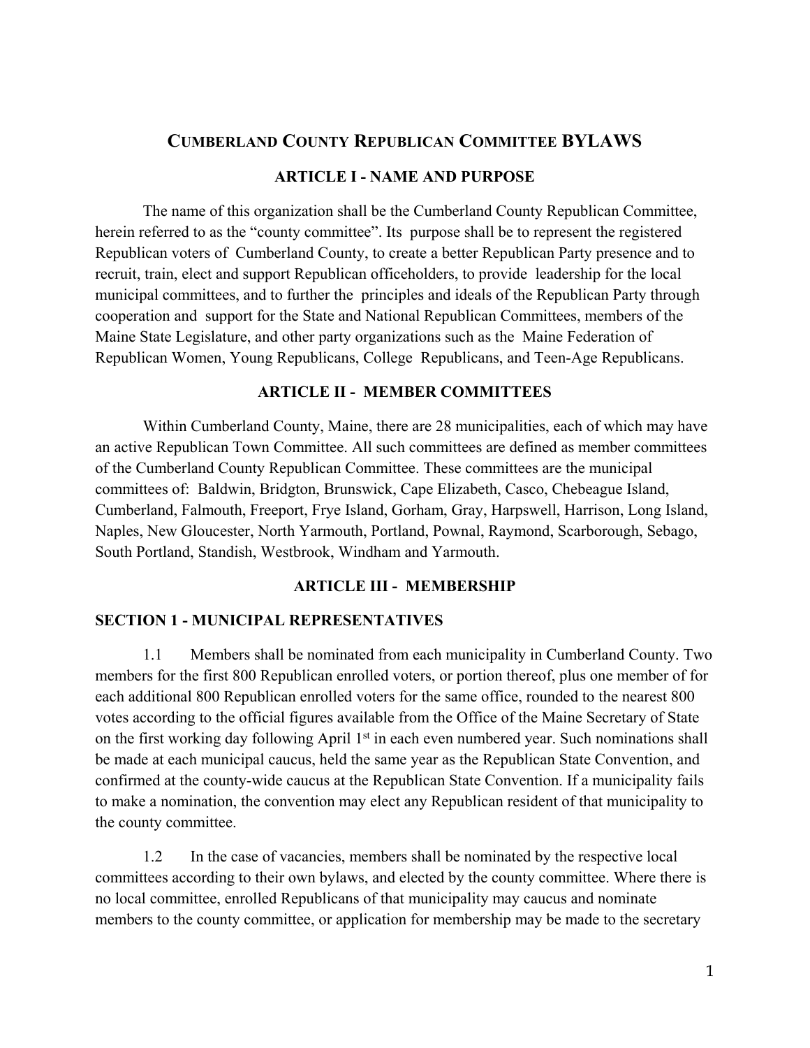# CUMBERLAND COUNTY REPUBLICAN COMMITTEE BYLAWS

## ARTICLE I - NAME AND PURPOSE

The name of this organization shall be the Cumberland County Republican Committee, herein referred to as the "county committee". Its purpose shall be to represent the registered Republican voters of Cumberland County, to create a better Republican Party presence and to recruit, train, elect and support Republican officeholders, to provide leadership for the local municipal committees, and to further the principles and ideals of the Republican Party through cooperation and support for the State and National Republican Committees, members of the Maine State Legislature, and other party organizations such as the Maine Federation of Republican Women, Young Republicans, College Republicans, and Teen-Age Republicans.

## ARTICLE II - MEMBER COMMITTEES

Within Cumberland County, Maine, there are 28 municipalities, each of which may have an active Republican Town Committee. All such committees are defined as member committees of the Cumberland County Republican Committee. These committees are the municipal committees of: Baldwin, Bridgton, Brunswick, Cape Elizabeth, Casco, Chebeague Island, Cumberland, Falmouth, Freeport, Frye Island, Gorham, Gray, Harpswell, Harrison, Long Island, Naples, New Gloucester, North Yarmouth, Portland, Pownal, Raymond, Scarborough, Sebago, South Portland, Standish, Westbrook, Windham and Yarmouth.

## ARTICLE III - MEMBERSHIP

### SECTION 1 - MUNICIPAL REPRESENTATIVES

1.1 Members shall be nominated from each municipality in Cumberland County. Two members for the first 800 Republican enrolled voters, or portion thereof, plus one member of for each additional 800 Republican enrolled voters for the same office, rounded to the nearest 800 votes according to the official figures available from the Office of the Maine Secretary of State on the first working day following April 1st in each even numbered year. Such nominations shall be made at each municipal caucus, held the same year as the Republican State Convention, and confirmed at the county-wide caucus at the Republican State Convention. If a municipality fails to make a nomination, the convention may elect any Republican resident of that municipality to the county committee.

1.2 In the case of vacancies, members shall be nominated by the respective local committees according to their own bylaws, and elected by the county committee. Where there is no local committee, enrolled Republicans of that municipality may caucus and nominate members to the county committee, or application for membership may be made to the secretary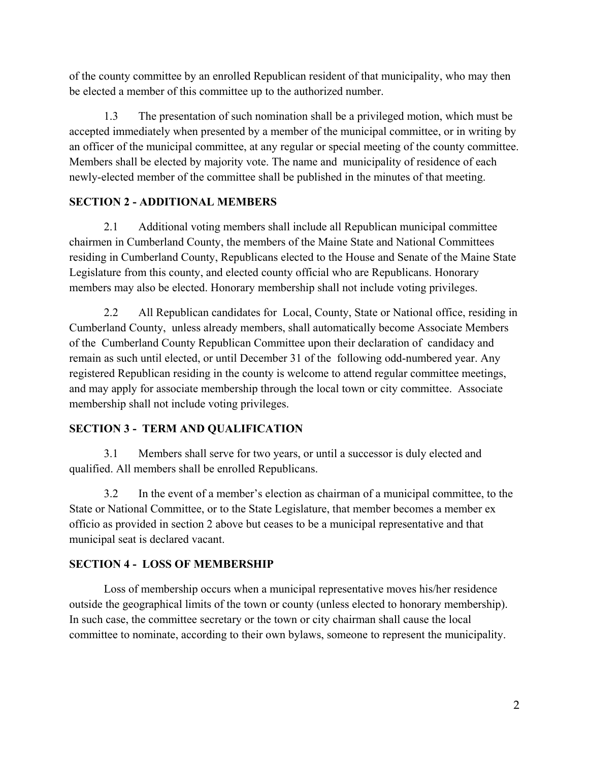of the county committee by an enrolled Republican resident of that municipality, who may then be elected a member of this committee up to the authorized number.

1.3 The presentation of such nomination shall be a privileged motion, which must be accepted immediately when presented by a member of the municipal committee, or in writing by an officer of the municipal committee, at any regular or special meeting of the county committee. Members shall be elected by majority vote. The name and municipality of residence of each newly-elected member of the committee shall be published in the minutes of that meeting.

**SECTION 2 - ADDITIONAL MEMBERS**

2.1 Additional voting members shall include all Republican municipal committee chairmen in Cumberland County, the members of the Maine State and National Committees residing in Cumberland County, Republicans elected to the House and Senate of the Maine State Legislature from this county, and elected county official who are Republicans. Honorary members may also be elected. Honorary membership shall not include voting privileges.

2.2 All Republican candidates for Local, County, State or National office, residing in Cumberland County, unless already members, shall automatically become Associate Members of the Cumberland County Republican Committee upon their declaration of candidacy and remain as such until elected, or until December 31 of the following odd-numbered year. Any registered Republican residing in the county is welcome to attend regular committee meetings, and may apply for associate membership through the local town or city committee. Associate membership shall not include voting privileges.

**SECTION 3 - TERM AND QUALIFICATION**

3.1 Members shall serve for two years, or until a successor is duly elected and qualified. All members shall be enrolled Republicans.

3.2 In the event of a member's election as chairman of a municipal committee, to the State or National Committee, or to the State Legislature, that member becomes a member ex officio as provided in section 2 above but ceases to be a municipal representative and that municipal seat is declared vacant.

**SECTION 4 - LOSS OF MEMBERSHIP**

Loss of membership occurs when a municipal representative moves his/her residence outside the geographical limits of the town or county (unless elected to honorary membership). In such case, the committee secretary or the town or city chairman shall cause the local committee to nominate, according to their own bylaws, someone to represent the municipality.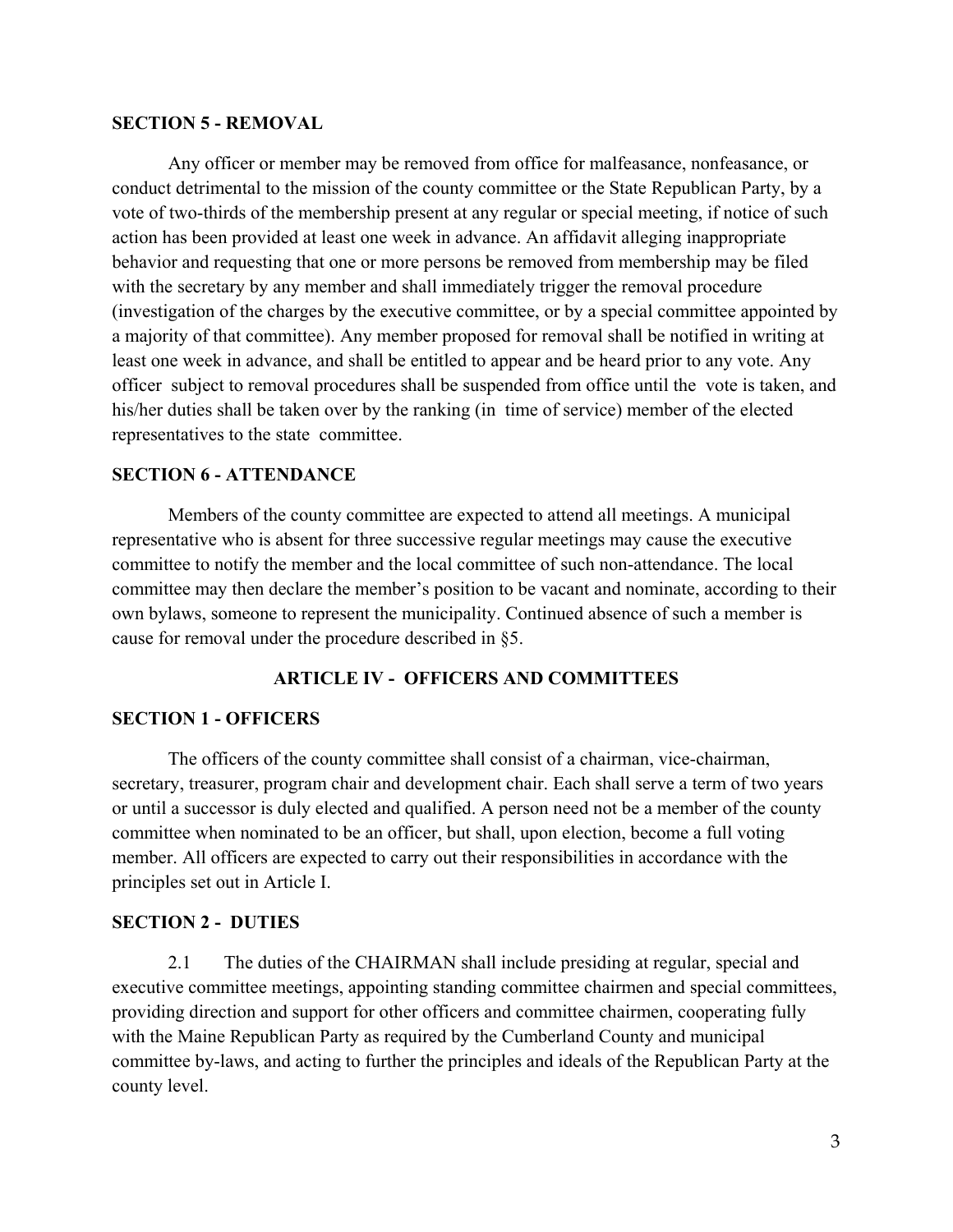### SECTION 5 - REMOVAL

Any officer or member may be removed from office for malfeasance, nonfeasance, or conduct detrimental to the mission of the county committee or the State Republican Party, by a vote of two-thirds of the membership present at any regular or special meeting, if notice of such action has been provided at least one week in advance. An affidavit alleging inappropriate behavior and requesting that one or more persons be removed from membership may be filed with the secretary by any member and shall immediately trigger the removal procedure (investigation of the charges by the executive committee, or by a special committee appointed by a majority of that committee). Any member proposed for removal shall be notified in writing at least one week in advance, and shall be entitled to appear and be heard prior to any vote. Any officer subject to removal procedures shall be suspended from office until the vote is taken, and his/her duties shall be taken over by the ranking (in time of service) member of the elected representatives to the state committee.

### SECTION 6 - ATTENDANCE

Members of the county committee are expected to attend all meetings. A municipal representative who is absent for three successive regular meetings may cause the executive committee to notify the member and the local committee of such non-attendance. The local committee may then declare the member's position to be vacant and nominate, according to their own bylaws, someone to represent the municipality. Continued absence of such a member is cause for removal under the procedure described in §5.

## ARTICLE IV - OFFICERS AND COMMITTEES

### SECTION 1 - OFFICERS

The officers of the county committee shall consist of a chairman, vice-chairman, secretary, treasurer, program chair and development chair. Each shall serve a term of two years or until a successor is duly elected and qualified. A person need not be a member of the county committee when nominated to be an officer, but shall, upon election, become a full voting member. All officers are expected to carry out their responsibilities in accordance with the principles set out in Article I.

### SECTION 2 - DUTIES

2.1 The duties of the CHAIRMAN shall include presiding at regular, special and executive committee meetings, appointing standing committee chairmen and special committees, providing direction and support for other officers and committee chairmen, cooperating fully with the Maine Republican Party as required by the Cumberland County and municipal committee by-laws, and acting to further the principles and ideals of the Republican Party at the county level.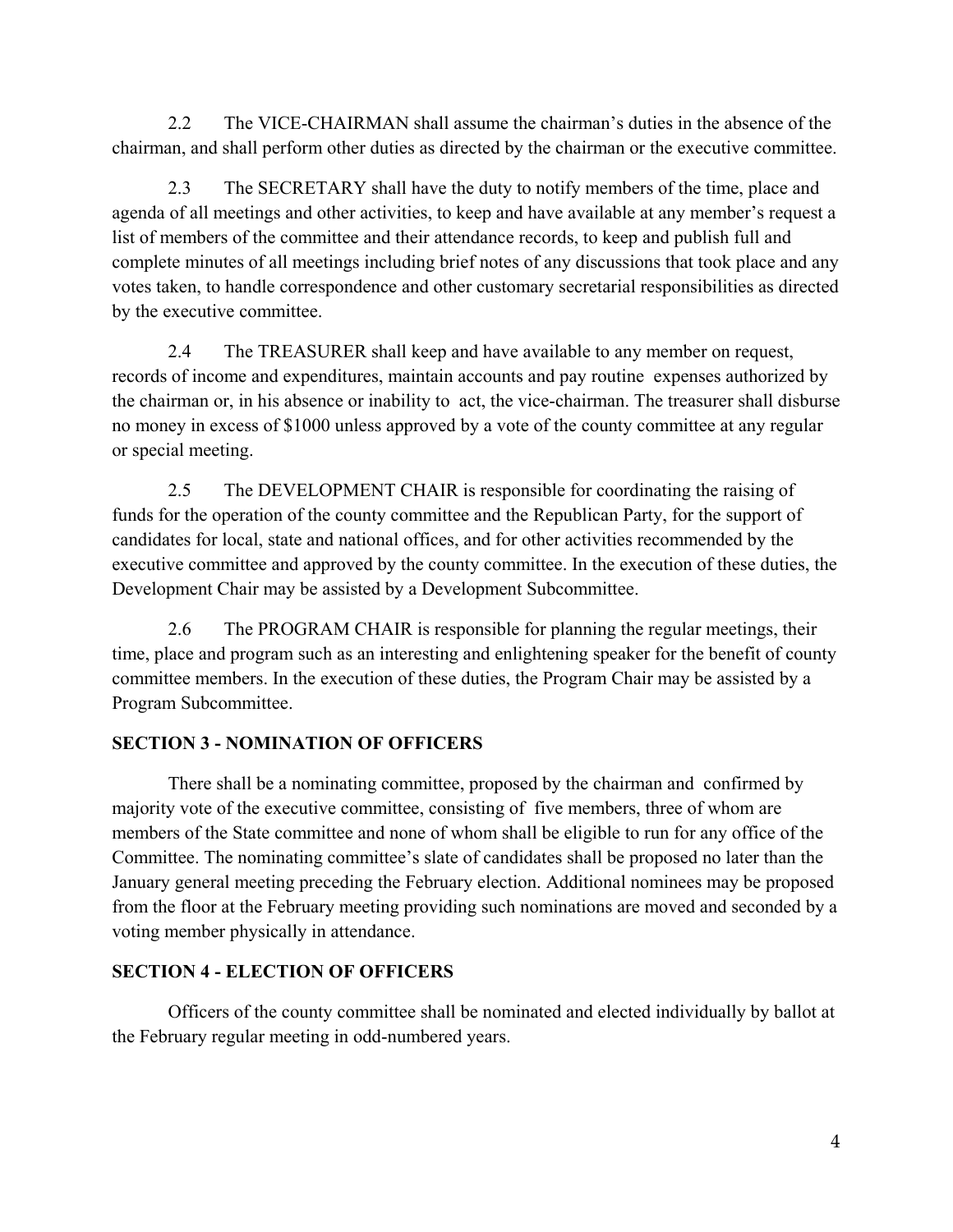2.2 The VICE-CHAIRMAN shall assume the chairman's duties in the absence of the chairman, and shall perform other duties as directed by the chairman or the executive committee.

2.3 The SECRETARY shall have the duty to notify members of the time, place and agenda of all meetings and other activities, to keep and have available at any member's request a list of members of the committee and their attendance records, to keep and publish full and complete minutes of all meetings including brief notes of any discussions that took place and any votes taken, to handle correspondence and other customary secretarial responsibilities as directed by the executive committee.

2.4 The TREASURER shall keep and have available to any member on request, records of income and expenditures, maintain accounts and pay routine expenses authorized by the chairman or, in his absence or inability to act, the vice-chairman. The treasurer shall disburse no money in excess of $1000 unless approved by a vote of the county committee at any regular or special meeting.

2.5 The DEVELOPMENT CHAIR is responsible for coordinating the raising of funds for the operation of the county committee and the Republican Party, for the support of candidates for local, state and national offices, and for other activities recommended by the executive committee and approved by the county committee. In the execution of these duties, the Development Chair may be assisted by a Development Subcommittee.

2.6 The PROGRAM CHAIR is responsible for planning the regular meetings, their time, place and program such as an interesting and enlightening speaker for the benefit of county committee members. In the execution of these duties, the Program Chair may be assisted by a Program Subcommittee.

## SECTION 3 - NOMINATION OF OFFICERS

There shall be a nominating committee, proposed by the chairman and confirmed by majority vote of the executive committee, consisting of five members, three of whom are members of the State committee and none of whom shall be eligible to run for any office of the Committee. The nominating committee's slate of candidates shall be proposed no later than the January general meeting preceding the February election. Additional nominees may be proposed from the floor at the February meeting providing such nominations are moved and seconded by a voting member physically in attendance.

## SECTION 4 - ELECTION OF OFFICERS

Officers of the county committee shall be nominated and elected individually by ballot at the February regular meeting in odd-numbered years.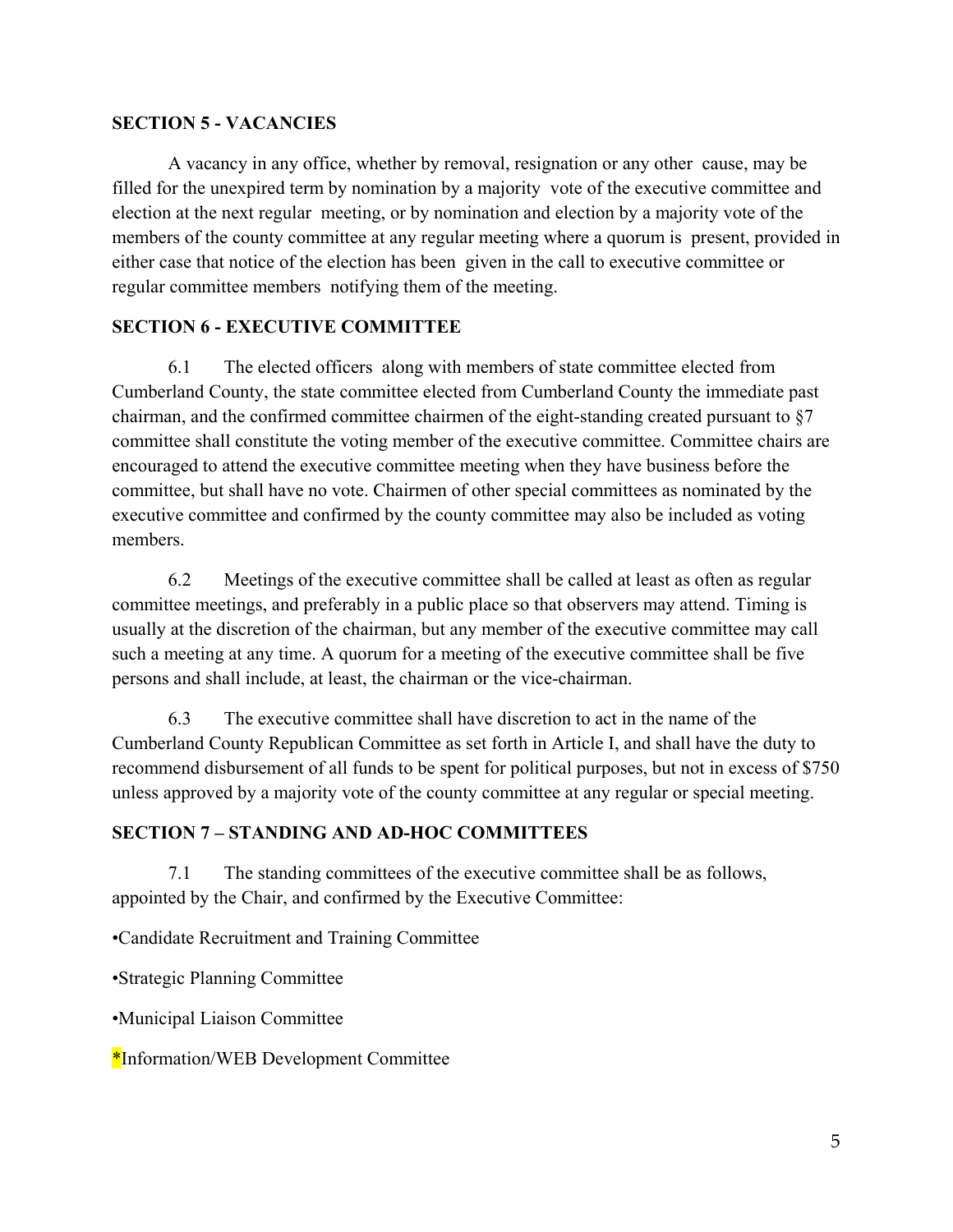**SECTION 5 - VACANCIES**

A vacancy in any office, whether by removal, resignation or any other cause, may be filled for the unexpired term by nomination by a majority vote of the executive committee and election at the next regular meeting, or by nomination and election by a majority vote of the members of the county committee at any regular meeting where a quorum is present, provided in either case that notice of the election has been given in the call to executive committee or regular committee members notifying them of the meeting.

**SECTION 6 - EXECUTIVE COMMITTEE**

6.1 The elected officers along with members of state committee elected from Cumberland County, the state committee elected from Cumberland County the immediate past chairman, and the confirmed committee chairmen of the eight-standing created pursuant to §7 committee shall constitute the voting member of the executive committee. Committee chairs are encouraged to attend the executive committee meeting when they have business before the committee, but shall have no vote. Chairmen of other special committees as nominated by the executive committee and confirmed by the county committee may also be included as voting members.

6.2 Meetings of the executive committee shall be called at least as often as regular committee meetings, and preferably in a public place so that observers may attend. Timing is usually at the discretion of the chairman, but any member of the executive committee may call such a meeting at any time. A quorum for a meeting of the executive committee shall be five persons and shall include, at least, the chairman or the vice-chairman.

6.3 The executive committee shall have discretion to act in the name of the Cumberland County Republican Committee as set forth in Article I, and shall have the duty to recommend disbursement of all funds to be spent for political purposes, but not in excess of $750 unless approved by a majority vote of the county committee at any regular or special meeting.

**SECTION 7 – STANDING AND AD-HOC COMMITTEES**

7.1 The standing committees of the executive committee shall be as follows, appointed by the Chair, and confirmed by the Executive Committee:

•Candidate Recruitment and Training Committee

•Strategic Planning Committee

•Municipal Liaison Committee

*Information/WEB Development Committee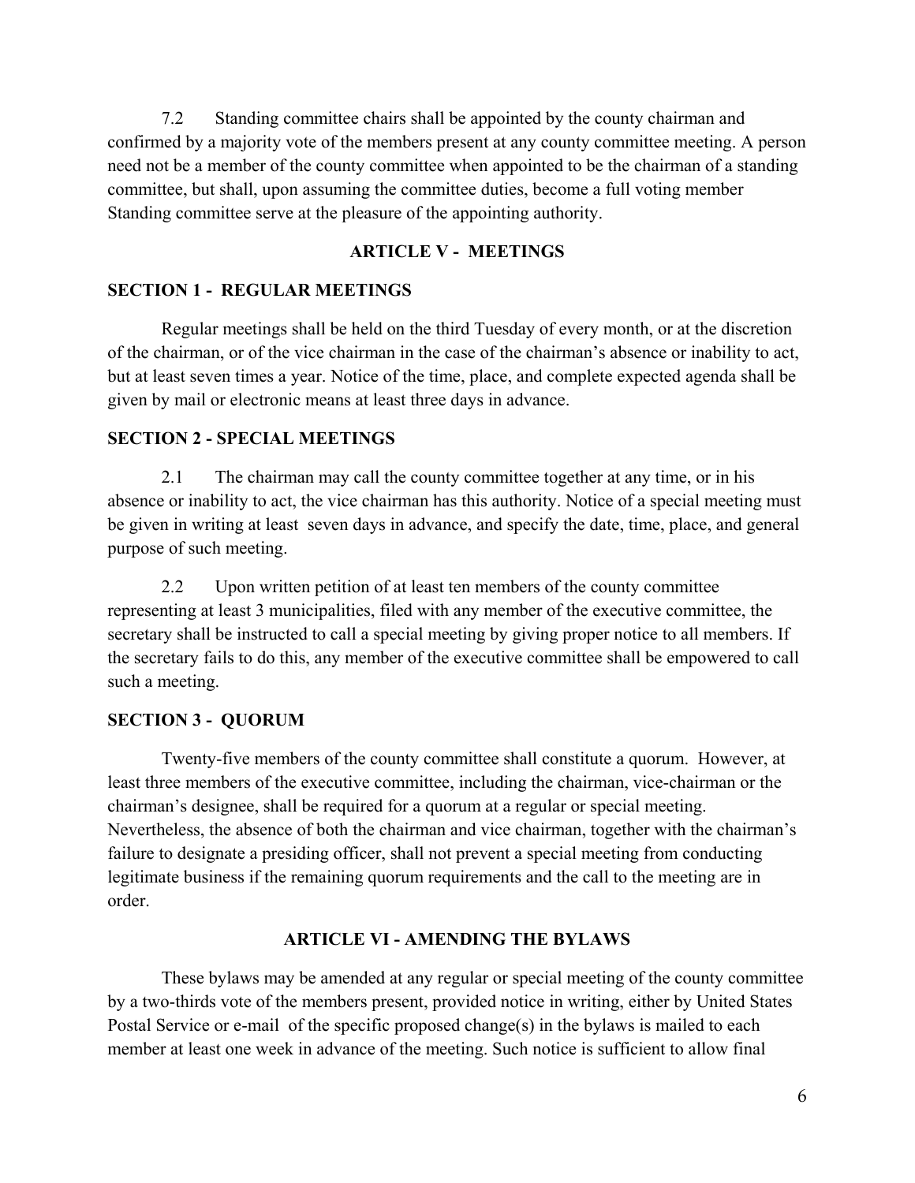7.2 Standing committee chairs shall be appointed by the county chairman and confirmed by a majority vote of the members present at any county committee meeting. A person need not be a member of the county committee when appointed to be the chairman of a standing committee, but shall, upon assuming the committee duties, become a full voting member Standing committee serve at the pleasure of the appointing authority.

## ARTICLE V - MEETINGS

### SECTION 1 - REGULAR MEETINGS

Regular meetings shall be held on the third Tuesday of every month, or at the discretion of the chairman, or of the vice chairman in the case of the chairman's absence or inability to act, but at least seven times a year. Notice of the time, place, and complete expected agenda shall be given by mail or electronic means at least three days in advance.

### SECTION 2 - SPECIAL MEETINGS

2.1 The chairman may call the county committee together at any time, or in his absence or inability to act, the vice chairman has this authority. Notice of a special meeting must be given in writing at least seven days in advance, and specify the date, time, place, and general purpose of such meeting.

2.2 Upon written petition of at least ten members of the county committee representing at least 3 municipalities, filed with any member of the executive committee, the secretary shall be instructed to call a special meeting by giving proper notice to all members. If the secretary fails to do this, any member of the executive committee shall be empowered to call such a meeting.

### SECTION 3 - QUORUM

Twenty-five members of the county committee shall constitute a quorum. However, at least three members of the executive committee, including the chairman, vice-chairman or the chairman's designee, shall be required for a quorum at a regular or special meeting. Nevertheless, the absence of both the chairman and vice chairman, together with the chairman's failure to designate a presiding officer, shall not prevent a special meeting from conducting legitimate business if the remaining quorum requirements and the call to the meeting are in order.

## ARTICLE VI - AMENDING THE BYLAWS

These bylaws may be amended at any regular or special meeting of the county committee by a two-thirds vote of the members present, provided notice in writing, either by United States Postal Service or e-mail of the specific proposed change(s) in the bylaws is mailed to each member at least one week in advance of the meeting. Such notice is sufficient to allow final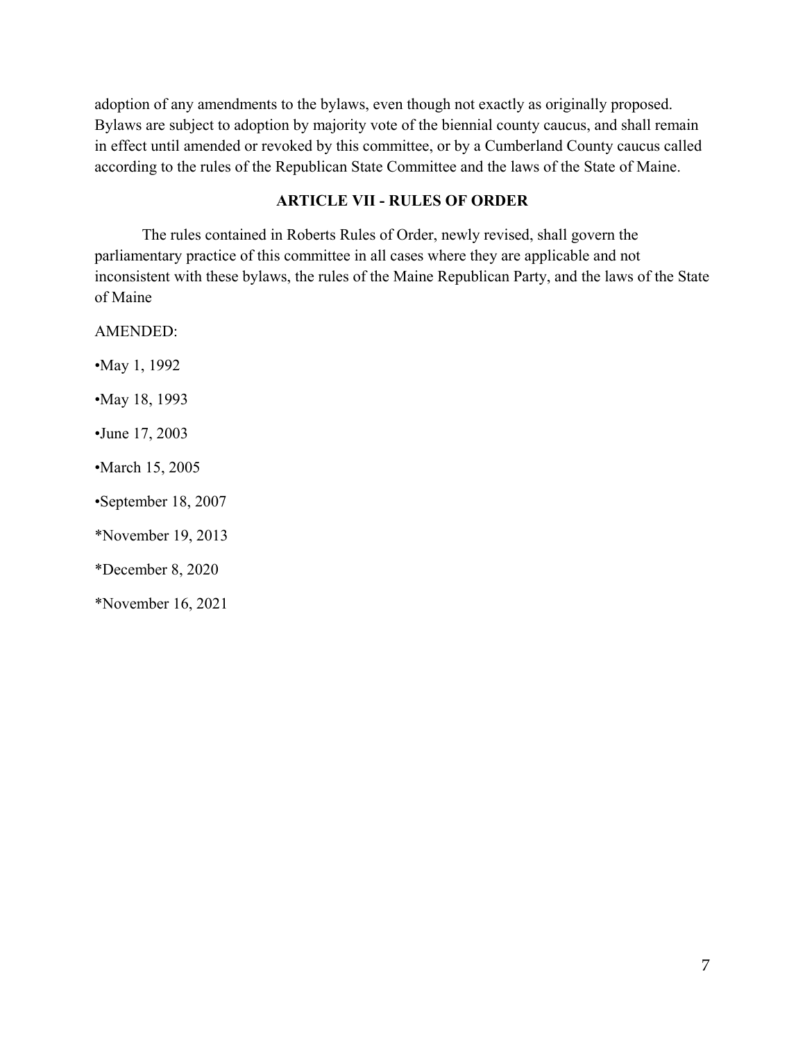adoption of any amendments to the bylaws, even though not exactly as originally proposed. Bylaws are subject to adoption by majority vote of the biennial county caucus, and shall remain in effect until amended or revoked by this committee, or by a Cumberland County caucus called according to the rules of the Republican State Committee and the laws of the State of Maine.

## ARTICLE VII - RULES OF ORDER

The rules contained in Roberts Rules of Order, newly revised, shall govern the parliamentary practice of this committee in all cases where they are applicable and not inconsistent with these bylaws, the rules of the Maine Republican Party, and the laws of the State of Maine

AMENDED:

•May 1, 1992

•May 18, 1993

•June 17, 2003

•March 15, 2005

•September 18, 2007

*November 19, 2013

*December 8, 2020

*November 16, 2021